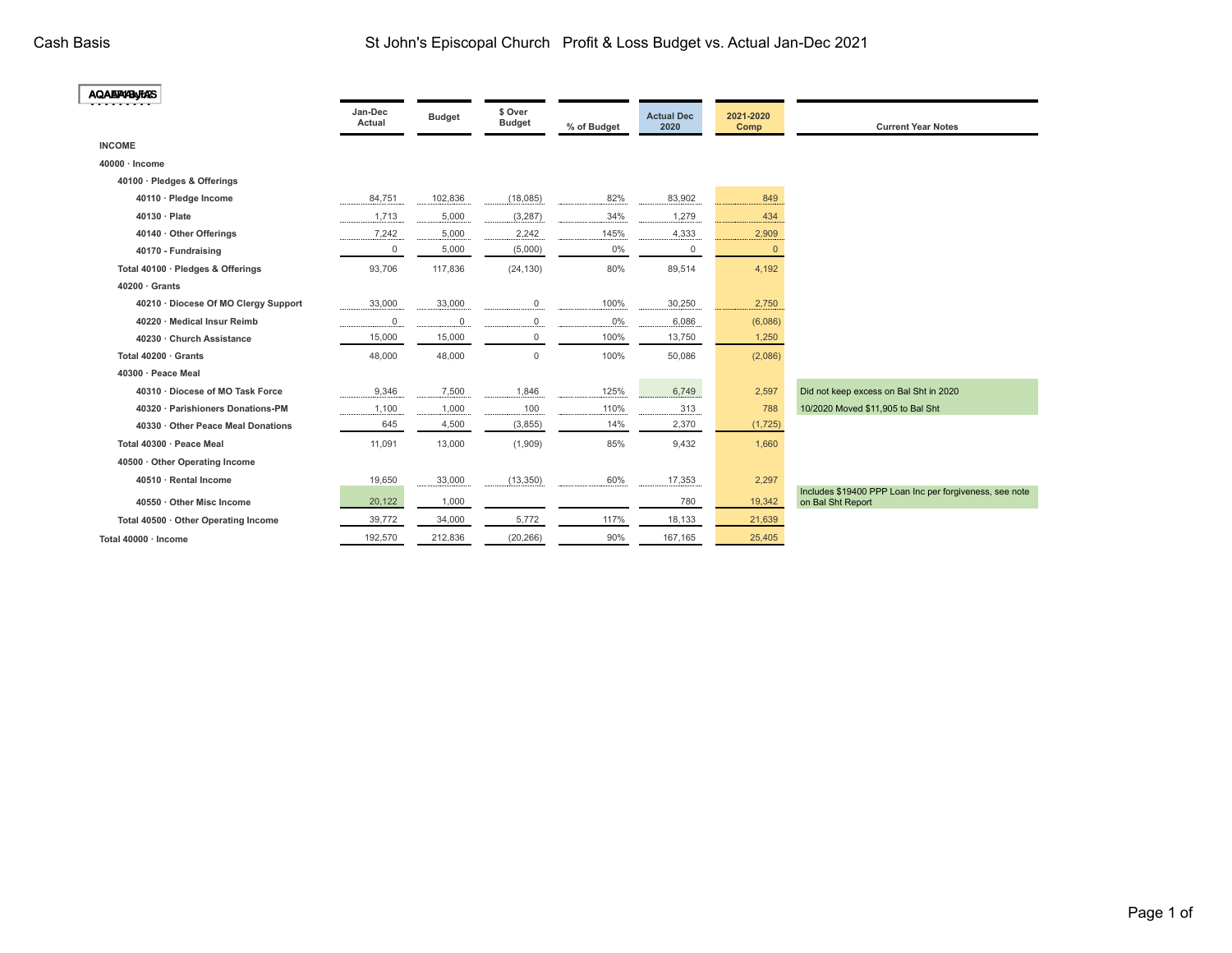Cash Basis

# St John's Episcopal Church Profit & Loss Budget vs. Actual Jan-Dec 2021

| | Jan-Dec Actual | Budget | $ Over Budget | % of Budget | Actual Dec 2020 | 2021-2020 Comp | Current Year Notes |
|---|---|---|---|---|---|---|---|
| **INCOME** | | | | | | | |
| **40000 · Income** | | | | | | | |
| **40100 · Pledges & Offerings** | | | | | | | |
| 40110 · Pledge Income | 84,751 | 102,836 | (18,085) | 82% | 83,902 | 849 | |
| 40130 · Plate | 1,713 | 5,000 | (3,287) | 34% | 1,279 | 434 | |
| 40140 · Other Offerings | 7,242 | 5,000 | 2,242 | 145% | 4,333 | 2,909 | |
| 40170 - Fundraising | 0 | 5,000 | (5,000) | 0% | 0 | 0 | |
| **Total 40100 · Pledges & Offerings** | 93,706 | 117,836 | (24,130) | 80% | 89,514 | 4,192 | |
| **40200 · Grants** | | | | | | | |
| 40210 · Diocese Of MO Clergy Support | 33,000 | 33,000 | 0 | 100% | 30,250 | 2,750 | |
| 40220 · Medical Insur Reimb | 0 | 0 | 0 | 0% | 6,086 | (6,086) | |
| 40230 · Church Assistance | 15,000 | 15,000 | 0 | 100% | 13,750 | 1,250 | |
| **Total 40200 · Grants** | 48,000 | 48,000 | 0 | 100% | 50,086 | (2,086) | |
| **40300 · Peace Meal** | | | | | | | |
| 40310 · Diocese of MO Task Force | 9,346 | 7,500 | 1,846 | 125% | 6,749 | 2,597 | Did not keep excess on Bal Sht in 2020 |
| 40320 · Parishioners Donations-PM | 1,100 | 1,000 | 100 | 110% | 313 | 788 | 10/2020 Moved $11,905 to Bal Sht |
| 40330 · Other Peace Meal Donations | 645 | 4,500 | (3,855) | 14% | 2,370 | (1,725) | |
| **Total 40300 · Peace Meal** | 11,091 | 13,000 | (1,909) | 85% | 9,432 | 1,660 | |
| **40500 · Other Operating Income** | | | | | | | |
| 40510 · Rental Income | 19,650 | 33,000 | (13,350) | 60% | 17,353 | 2,297 | |
| 40550 · Other Misc Income | 20,122 | 1,000 | | | 780 | 19,342 | Includes $19400 PPP Loan Inc per forgiveness, see note on Bal Sht Report |
| **Total 40500 · Other Operating Income** | 39,772 | 34,000 | 5,772 | 117% | 18,133 | 21,639 | |
| **Total 40000 · Income** | 192,570 | 212,836 | (20,266) | 90% | 167,165 | 25,405 | |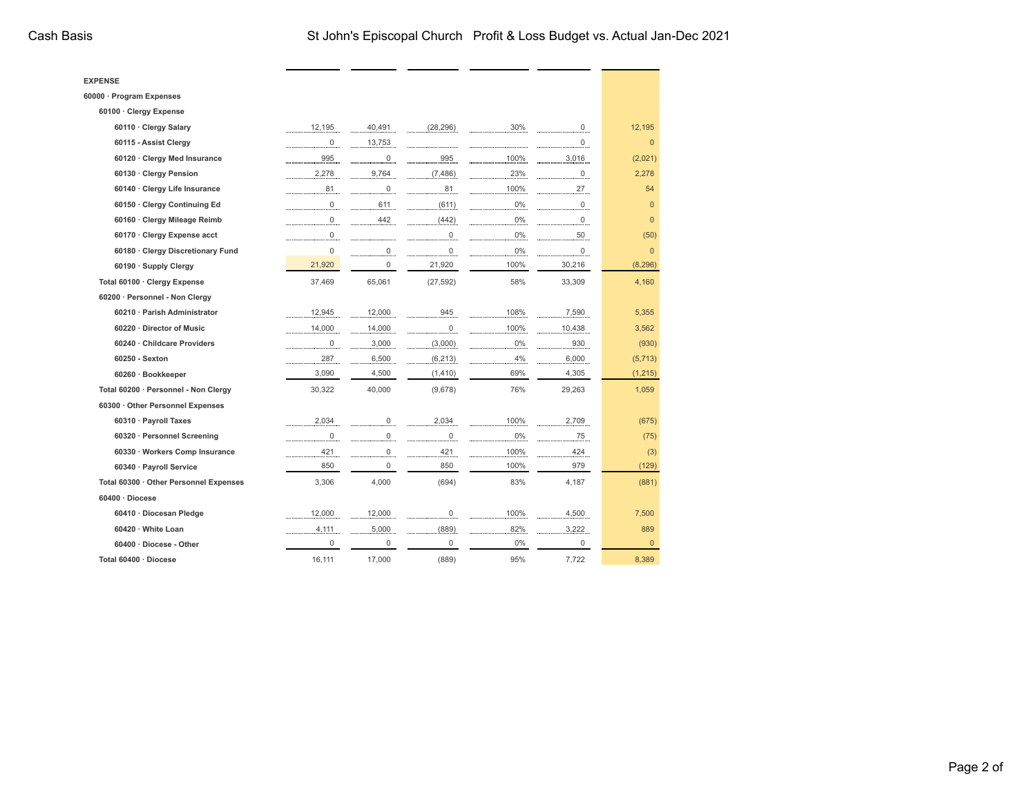# St John's Episcopal Church Profit & Loss Budget vs. Actual Jan-Dec 2021

Cash Basis

| | | | | | | |
|---|---|---|---|---|---|---|
| **EXPENSE** | | | | | | |
| **60000 · Program Expenses** | | | | | | |
| **60100 · Clergy Expense** | | | | | | |
| **60110 · Clergy Salary** | 12,195 | 40,491 | (28,296) | 30% | 0 | 12,195 |
| **60115 - Assist Clergy** | 0 | 13,753 | | | 0 | 0 |
| **60120 · Clergy Med Insurance** | 995 | 0 | 995 | 100% | 3,016 | (2,021) |
| **60130 · Clergy Pension** | 2,278 | 9,764 | (7,486) | 23% | 0 | 2,278 |
| **60140 · Clergy Life Insurance** | 81 | 0 | 81 | 100% | 27 | 54 |
| **60150 · Clergy Continuing Ed** | 0 | 611 | (611) | 0% | 0 | 0 |
| **60160 · Clergy Mileage Reimb** | 0 | 442 | (442) | 0% | 0 | 0 |
| **60170 · Clergy Expense acct** | 0 | | 0 | 0% | 50 | (50) |
| **60180 · Clergy Discretionary Fund** | 0 | 0 | 0 | 0% | 0 | 0 |
| **60190 · Supply Clergy** | 21,920 | 0 | 21,920 | 100% | 30,216 | (8,296) |
| **Total 60100 · Clergy Expense** | 37,469 | 65,061 | (27,592) | 58% | 33,309 | 4,160 |
| **60200 · Personnel - Non Clergy** | | | | | | |
| **60210 · Parish Administrator** | 12,945 | 12,000 | 945 | 108% | 7,590 | 5,355 |
| **60220 · Director of Music** | 14,000 | 14,000 | 0 | 100% | 10,438 | 3,562 |
| **60240 · Childcare Providers** | 0 | 3,000 | (3,000) | 0% | 930 | (930) |
| **60250 - Sexton** | 287 | 6,500 | (6,213) | 4% | 6,000 | (5,713) |
| **60260 · Bookkeeper** | 3,090 | 4,500 | (1,410) | 69% | 4,305 | (1,215) |
| **Total 60200 · Personnel - Non Clergy** | 30,322 | 40,000 | (9,678) | 76% | 29,263 | 1,059 |
| **60300 · Other Personnel Expenses** | | | | | | |
| **60310 · Payroll Taxes** | 2,034 | 0 | 2,034 | 100% | 2,709 | (675) |
| **60320 · Personnel Screening** | 0 | 0 | 0 | 0% | 75 | (75) |
| **60330 · Workers Comp Insurance** | 421 | 0 | 421 | 100% | 424 | (3) |
| **60340 · Payroll Service** | 850 | 0 | 850 | 100% | 979 | (129) |
| **Total 60300 · Other Personnel Expenses** | 3,306 | 4,000 | (694) | 83% | 4,187 | (881) |
| **60400 · Diocese** | | | | | | |
| **60410 · Diocesan Pledge** | 12,000 | 12,000 | 0 | 100% | 4,500 | 7,500 |
| **60420 · White Loan** | 4,111 | 5,000 | (889) | 82% | 3,222 | 889 |
| **60400 · Diocese - Other** | 0 | 0 | 0 | 0% | 0 | 0 |
| **Total 60400 · Diocese** | 16,111 | 17,000 | (889) | 95% | 7,722 | 8,389 |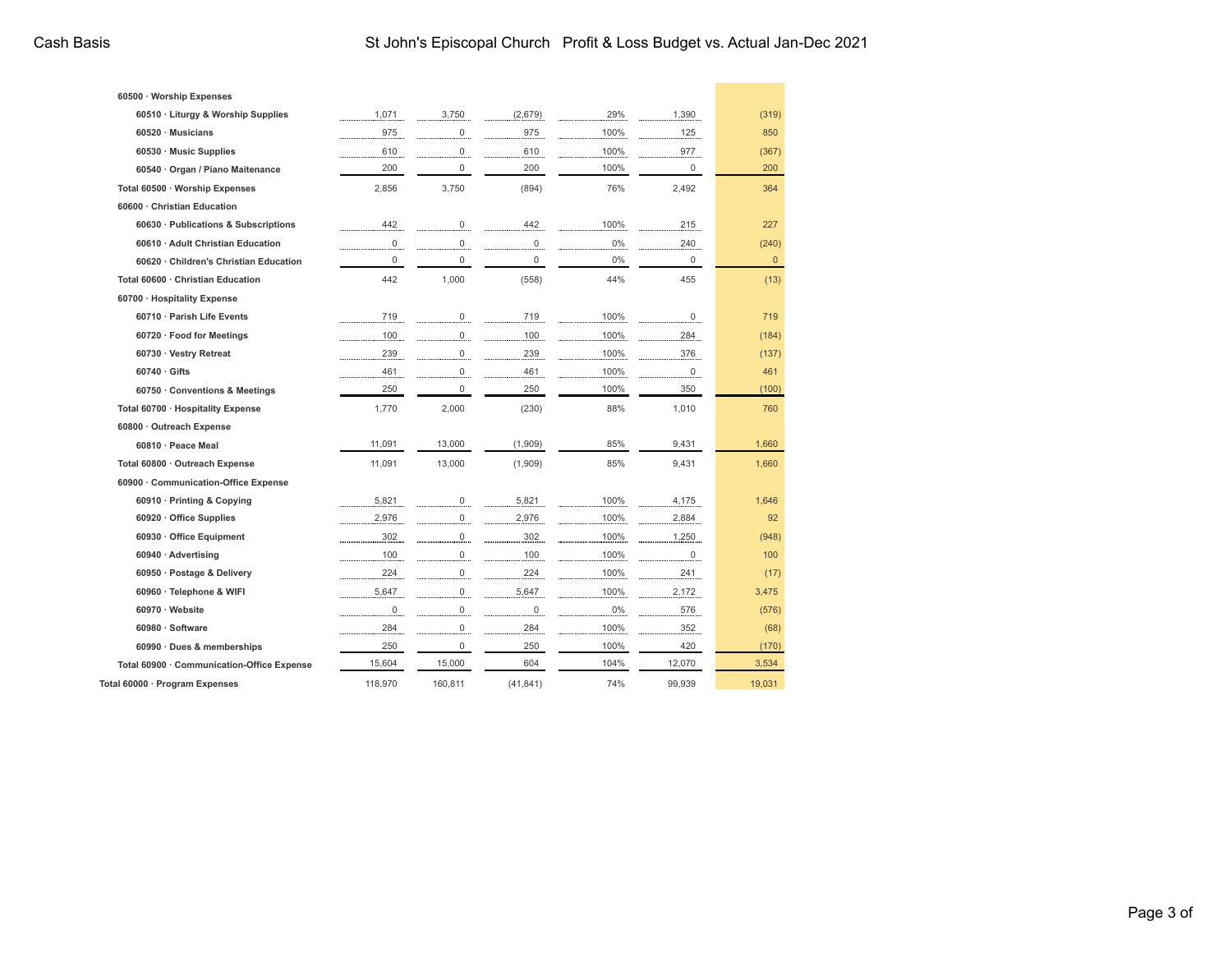# St John's Episcopal Church Profit & Loss Budget vs. Actual Jan-Dec 2021

Cash Basis

| Account | | | | | | |
|---|---|---|---|---|---|---|
| 60500 · Worship Expenses | | | | | | |
| 60510 · Liturgy & Worship Supplies | 1,071 | 3,750 | (2,679) | 29% | 1,390 | (319) |
| 60520 · Musicians | 975 | 0 | 975 | 100% | 125 | 850 |
| 60530 · Music Supplies | 610 | 0 | 610 | 100% | 977 | (367) |
| 60540 · Organ / Piano Maitenance | 200 | 0 | 200 | 100% | 0 | 200 |
| Total 60500 · Worship Expenses | 2,856 | 3,750 | (894) | 76% | 2,492 | 364 |
| 60600 · Christian Education | | | | | | |
| 60630 · Publications & Subscriptions | 442 | 0 | 442 | 100% | 215 | 227 |
| 60610 · Adult Christian Education | 0 | 0 | 0 | 0% | 240 | (240) |
| 60620 · Children's Christian Education | 0 | 0 | 0 | 0% | 0 | 0 |
| Total 60600 · Christian Education | 442 | 1,000 | (558) | 44% | 455 | (13) |
| 60700 · Hospitality Expense | | | | | | |
| 60710 · Parish Life Events | 719 | 0 | 719 | 100% | 0 | 719 |
| 60720 · Food for Meetings | 100 | 0 | 100 | 100% | 284 | (184) |
| 60730 · Vestry Retreat | 239 | 0 | 239 | 100% | 376 | (137) |
| 60740 · Gifts | 461 | 0 | 461 | 100% | 0 | 461 |
| 60750 · Conventions & Meetings | 250 | 0 | 250 | 100% | 350 | (100) |
| Total 60700 · Hospitality Expense | 1,770 | 2,000 | (230) | 88% | 1,010 | 760 |
| 60800 · Outreach Expense | | | | | | |
| 60810 · Peace Meal | 11,091 | 13,000 | (1,909) | 85% | 9,431 | 1,660 |
| Total 60800 · Outreach Expense | 11,091 | 13,000 | (1,909) | 85% | 9,431 | 1,660 |
| 60900 · Communication-Office Expense | | | | | | |
| 60910 · Printing & Copying | 5,821 | 0 | 5,821 | 100% | 4,175 | 1,646 |
| 60920 · Office Supplies | 2,976 | 0 | 2,976 | 100% | 2,884 | 92 |
| 60930 · Office Equipment | 302 | 0 | 302 | 100% | 1,250 | (948) |
| 60940 · Advertising | 100 | 0 | 100 | 100% | 0 | 100 |
| 60950 · Postage & Delivery | 224 | 0 | 224 | 100% | 241 | (17) |
| 60960 · Telephone & WIFI | 5,647 | 0 | 5,647 | 100% | 2,172 | 3,475 |
| 60970 · Website | 0 | 0 | 0 | 0% | 576 | (576) |
| 60980 · Software | 284 | 0 | 284 | 100% | 352 | (68) |
| 60990 · Dues & memberships | 250 | 0 | 250 | 100% | 420 | (170) |
| Total 60900 · Communication-Office Expense | 15,604 | 15,000 | 604 | 104% | 12,070 | 3,534 |
| Total 60000 · Program Expenses | 118,970 | 160,811 | (41,841) | 74% | 99,939 | 19,031 |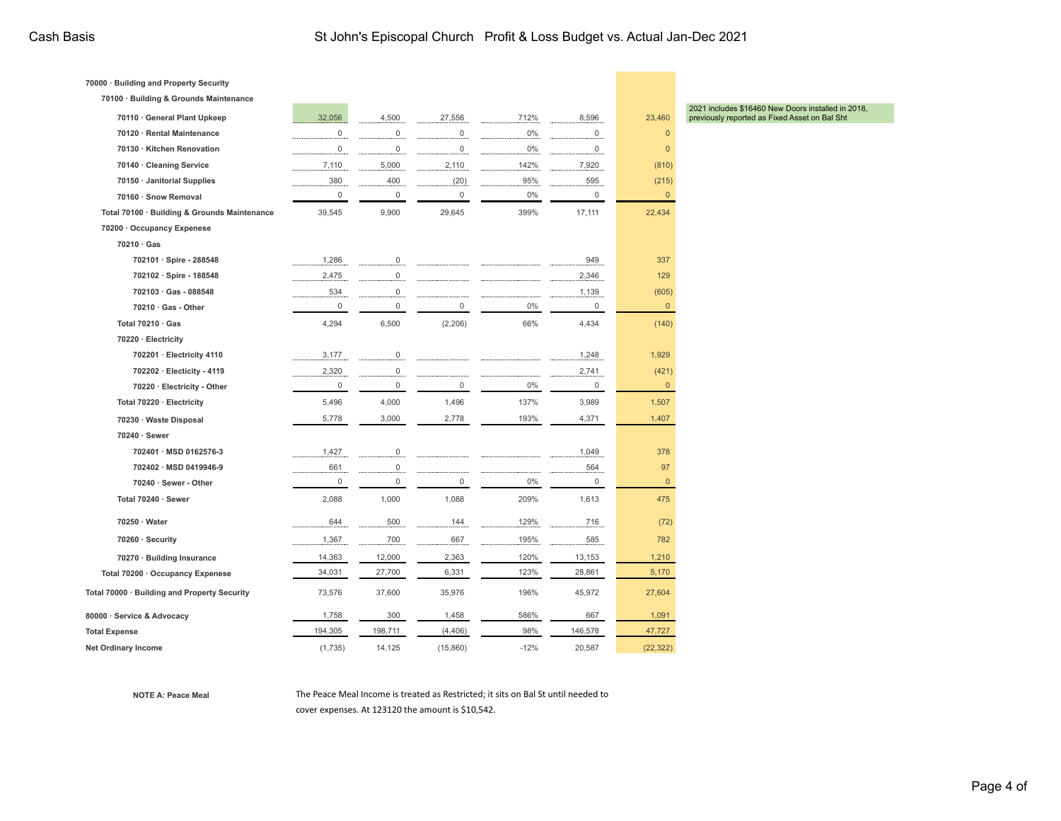# St John's Episcopal Church Profit & Loss Budget vs. Actual Jan-Dec 2021

Cash Basis

| Account | | | | | | | Note |
|---|---|---|---|---|---|---|---|
| **70000 · Building and Property Security** | | | | | | | |
| **70100 · Building & Grounds Maintenance** | | | | | | | |
| **70110 · General Plant Upkeep** | 32,056 | 4,500 | 27,556 | 712% | 8,596 | 23,460 | 2021 includes $16460 New Doors installed in 2018, previously reported as Fixed Asset on Bal Sht |
| **70120 · Rental Maintenance** | 0 | 0 | 0 | 0% | 0 | 0 | |
| **70130 · Kitchen Renovation** | 0 | 0 | 0 | 0% | 0 | 0 | |
| **70140 · Cleaning Service** | 7,110 | 5,000 | 2,110 | 142% | 7,920 | (810) | |
| **70150 · Janitorial Supplies** | 380 | 400 | (20) | 95% | 595 | (215) | |
| **70160 · Snow Removal** | 0 | 0 | 0 | 0% | 0 | 0 | |
| **Total 70100 · Building & Grounds Maintenance** | 39,545 | 9,900 | 29,645 | 399% | 17,111 | 22,434 | |
| **70200 · Occupancy Expenese** | | | | | | | |
| **70210 · Gas** | | | | | | | |
| **702101 · Spire - 288548** | 1,286 | 0 | | | 949 | 337 | |
| **702102 · Spire - 188548** | 2,475 | 0 | | | 2,346 | 129 | |
| **702103 · Gas - 088548** | 534 | 0 | | | 1,139 | (605) | |
| **70210 · Gas - Other** | 0 | 0 | 0 | 0% | 0 | 0 | |
| **Total 70210 · Gas** | 4,294 | 6,500 | (2,206) | 66% | 4,434 | (140) | |
| **70220 · Electricity** | | | | | | | |
| **702201 · Electricity 4110** | 3,177 | 0 | | | 1,248 | 1,929 | |
| **702202 · Electicity - 4119** | 2,320 | 0 | | | 2,741 | (421) | |
| **70220 · Electricity - Other** | 0 | 0 | 0 | 0% | 0 | 0 | |
| **Total 70220 · Electricity** | 5,496 | 4,000 | 1,496 | 137% | 3,989 | 1,507 | |
| **70230 · Waste Disposal** | 5,778 | 3,000 | 2,778 | 193% | 4,371 | 1,407 | |
| **70240 · Sewer** | | | | | | | |
| **702401 · MSD 0162576-3** | 1,427 | 0 | | | 1,049 | 378 | |
| **702402 · MSD 0419946-9** | 661 | 0 | | | 564 | 97 | |
| **70240 · Sewer - Other** | 0 | 0 | 0 | 0% | 0 | 0 | |
| **Total 70240 · Sewer** | 2,088 | 1,000 | 1,088 | 209% | 1,613 | 475 | |
| **70250 · Water** | 644 | 500 | 144 | 129% | 716 | (72) | |
| **70260 · Security** | 1,367 | 700 | 667 | 195% | 585 | 782 | |
| **70270 · Building Insurance** | 14,363 | 12,000 | 2,363 | 120% | 13,153 | 1,210 | |
| **Total 70200 · Occupancy Expenese** | 34,031 | 27,700 | 6,331 | 123% | 28,861 | 5,170 | |
| **Total 70000 · Building and Property Security** | 73,576 | 37,600 | 35,976 | 196% | 45,972 | 27,604 | |
| **80000 · Service & Advocacy** | 1,758 | 300 | 1,458 | 586% | 667 | 1,091 | |
| **Total Expense** | 194,305 | 198,711 | (4,406) | 98% | 146,578 | 47,727 | |
| **Net Ordinary Income** | (1,735) | 14,125 | (15,860) | -12% | 20,587 | (22,322) | |

**NOTE A: Peace Meal** — The Peace Meal Income is treated as Restricted; it sits on Bal St until needed to cover expenses. At 123120 the amount is $10,542.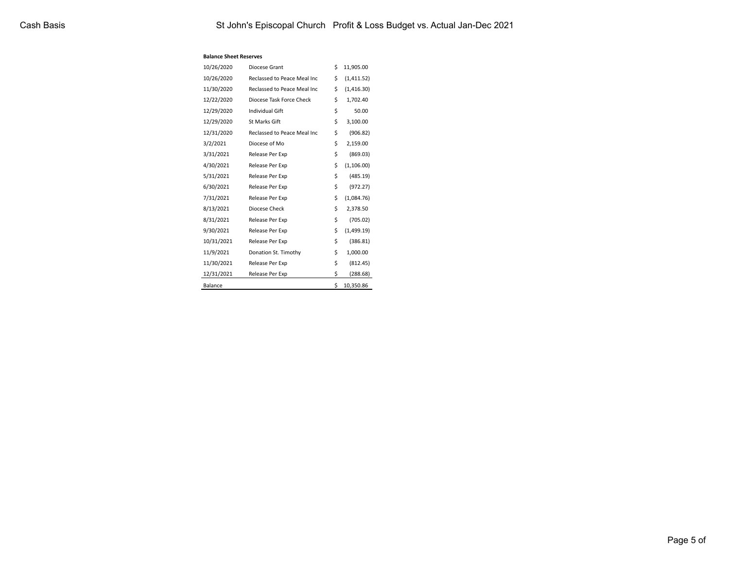Cash Basis

# St John's Episcopal Church Profit & Loss Budget vs. Actual Jan-Dec 2021

**Balance Sheet Reserves**

| | | |
|---|---|---|
| 10/26/2020 | Diocese Grant | $ 11,905.00 |
| 10/26/2020 | Reclassed to Peace Meal Inc | $ (1,411.52) |
| 11/30/2020 | Reclassed to Peace Meal Inc | $ (1,416.30) |
| 12/22/2020 | Diocese Task Force Check | $ 1,702.40 |
| 12/29/2020 | Individual Gift | $ 50.00 |
| 12/29/2020 | St Marks Gift | $ 3,100.00 |
| 12/31/2020 | Reclassed to Peace Meal Inc | $ (906.82) |
| 3/2/2021 | Diocese of Mo | $ 2,159.00 |
| 3/31/2021 | Release Per Exp | $ (869.03) |
| 4/30/2021 | Release Per Exp | $ (1,106.00) |
| 5/31/2021 | Release Per Exp | $ (485.19) |
| 6/30/2021 | Release Per Exp | $ (972.27) |
| 7/31/2021 | Release Per Exp | $ (1,084.76) |
| 8/13/2021 | Diocese Check | $ 2,378.50 |
| 8/31/2021 | Release Per Exp | $ (705.02) |
| 9/30/2021 | Release Per Exp | $ (1,499.19) |
| 10/31/2021 | Release Per Exp | $ (386.81) |
| 11/9/2021 | Donation St. Timothy | $ 1,000.00 |
| 11/30/2021 | Release Per Exp | $ (812.45) |
| 12/31/2021 | Release Per Exp | $ (288.68) |
| Balance | | $ 10,350.86 |